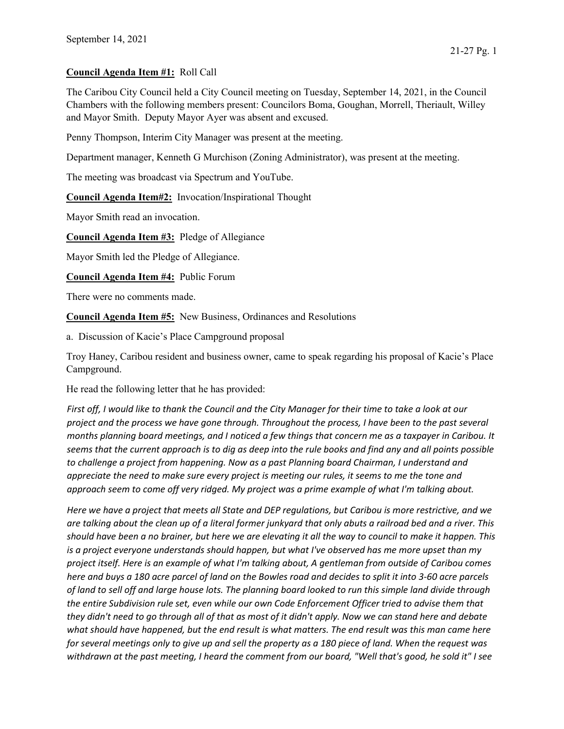September 14, 2021

**Council Agenda Item #1:** Roll Call

The Caribou City Council held a City Council meeting on Tuesday, September 14, 2021, in the Council Chambers with the following members present: Councilors Boma, Goughan, Morrell, Theriault, Willey and Mayor Smith. Deputy Mayor Ayer was absent and excused.

Penny Thompson, Interim City Manager was present at the meeting.

Department manager, Kenneth G Murchison (Zoning Administrator), was present at the meeting.

The meeting was broadcast via Spectrum and YouTube.

**Council Agenda Item#2:** Invocation/Inspirational Thought

Mayor Smith read an invocation.

**Council Agenda Item #3:** Pledge of Allegiance

Mayor Smith led the Pledge of Allegiance.

**Council Agenda Item #4:** Public Forum

There were no comments made.

**Council Agenda Item #5:** New Business, Ordinances and Resolutions

a. Discussion of Kacie's Place Campground proposal

Troy Haney, Caribou resident and business owner, came to speak regarding his proposal of Kacie's Place Campground.

He read the following letter that he has provided:

*First off, I would like to thank the Council and the City Manager for their time to take a look at our project and the process we have gone through. Throughout the process, I have been to the past several months planning board meetings, and I noticed a few things that concern me as a taxpayer in Caribou. It seems that the current approach is to dig as deep into the rule books and find any and all points possible to challenge a project from happening. Now as a past Planning board Chairman, I understand and appreciate the need to make sure every project is meeting our rules, it seems to me the tone and approach seem to come off very ridged. My project was a prime example of what I'm talking about.*

*Here we have a project that meets all State and DEP regulations, but Caribou is more restrictive, and we are talking about the clean up of a literal former junkyard that only abuts a railroad bed and a river. This should have been a no brainer, but here we are elevating it all the way to council to make it happen. This is a project everyone understands should happen, but what I've observed has me more upset than my project itself. Here is an example of what I'm talking about, A gentleman from outside of Caribou comes here and buys a 180 acre parcel of land on the Bowles road and decides to split it into 3-60 acre parcels of land to sell off and large house lots. The planning board looked to run this simple land divide through the entire Subdivision rule set, even while our own Code Enforcement Officer tried to advise them that they didn't need to go through all of that as most of it didn't apply. Now we can stand here and debate what should have happened, but the end result is what matters. The end result was this man came here for several meetings only to give up and sell the property as a 180 piece of land. When the request was withdrawn at the past meeting, I heard the comment from our board, "Well that's good, he sold it" I see*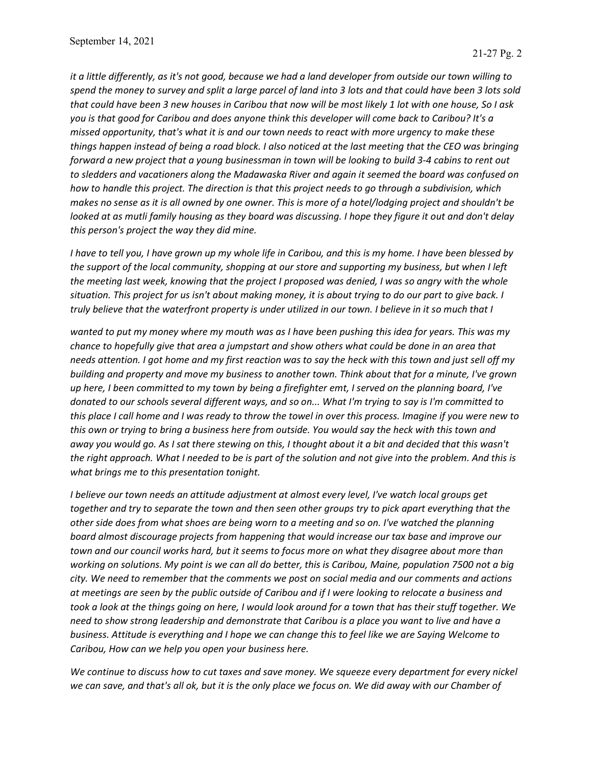*it a little differently, as it's not good, because we had a land developer from outside our town willing to spend the money to survey and split a large parcel of land into 3 lots and that could have been 3 lots sold that could have been 3 new houses in Caribou that now will be most likely 1 lot with one house, So I ask you is that good for Caribou and does anyone think this developer will come back to Caribou? It's a missed opportunity, that's what it is and our town needs to react with more urgency to make these things happen instead of being a road block. I also noticed at the last meeting that the CEO was bringing forward a new project that a young businessman in town will be looking to build 3-4 cabins to rent out to sledders and vacationers along the Madawaska River and again it seemed the board was confused on how to handle this project. The direction is that this project needs to go through a subdivision, which makes no sense as it is all owned by one owner. This is more of a hotel/lodging project and shouldn't be looked at as mutli family housing as they board was discussing. I hope they figure it out and don't delay this person's project the way they did mine.*

*I have to tell you, I have grown up my whole life in Caribou, and this is my home. I have been blessed by the support of the local community, shopping at our store and supporting my business, but when I left the meeting last week, knowing that the project I proposed was denied, I was so angry with the whole situation. This project for us isn't about making money, it is about trying to do our part to give back. I truly believe that the waterfront property is under utilized in our town. I believe in it so much that I wanted to put my money where my mouth was as I have been pushing this idea for years. This was my chance to hopefully give that area a jumpstart and show others what could be done in an area that needs attention. I got home and my first reaction was to say the heck with this town and just sell off my building and property and move my business to another town. Think about that for a minute, I've grown up here, I been committed to my town by being a firefighter emt, I served on the planning board, I've donated to our schools several different ways, and so on... What I'm trying to say is I'm committed to this place I call home and I was ready to throw the towel in over this process. Imagine if you were new to this own or trying to bring a business here from outside. You would say the heck with this town and away you would go. As I sat there stewing on this, I thought about it a bit and decided that this wasn't the right approach. What I needed to be is part of the solution and not give into the problem. And this is what brings me to this presentation tonight.*

*I believe our town needs an attitude adjustment at almost every level, I've watch local groups get together and try to separate the town and then seen other groups try to pick apart everything that the other side does from what shoes are being worn to a meeting and so on. I've watched the planning board almost discourage projects from happening that would increase our tax base and improve our town and our council works hard, but it seems to focus more on what they disagree about more than working on solutions. My point is we can all do better, this is Caribou, Maine, population 7500 not a big city. We need to remember that the comments we post on social media and our comments and actions at meetings are seen by the public outside of Caribou and if I were looking to relocate a business and took a look at the things going on here, I would look around for a town that has their stuff together. We need to show strong leadership and demonstrate that Caribou is a place you want to live and have a business. Attitude is everything and I hope we can change this to feel like we are Saying Welcome to Caribou, How can we help you open your business here.*

*We continue to discuss how to cut taxes and save money. We squeeze every department for every nickel we can save, and that's all ok, but it is the only place we focus on. We did away with our Chamber of*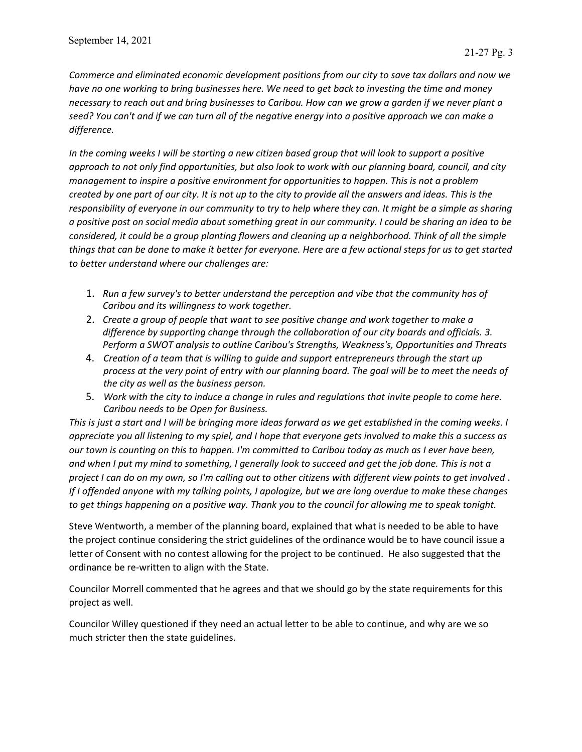*Commerce and eliminated economic development positions from our city to save tax dollars and now we have no one working to bring businesses here. We need to get back to investing the time and money necessary to reach out and bring businesses to Caribou. How can we grow a garden if we never plant a seed? You can't and if we can turn all of the negative energy into a positive approach we can make a difference.*

*In the coming weeks I will be starting a new citizen based group that will look to support a positive approach to not only find opportunities, but also look to work with our planning board, council, and city management to inspire a positive environment for opportunities to happen. This is not a problem created by one part of our city. It is not up to the city to provide all the answers and ideas. This is the responsibility of everyone in our community to try to help where they can. It might be a simple as sharing a positive post on social media about something great in our community. I could be sharing an idea to be considered, it could be a group planting flowers and cleaning up a neighborhood. Think of all the simple things that can be done to make it better for everyone. Here are a few actional steps for us to get started to better understand where our challenges are:*

1. *Run a few survey's to better understand the perception and vibe that the community has of Caribou and its willingness to work together.*
2. *Create a group of people that want to see positive change and work together to make a difference by supporting change through the collaboration of our city boards and officials. 3. Perform a SWOT analysis to outline Caribou's Strengths, Weakness's, Opportunities and Threats*
4. *Creation of a team that is willing to guide and support entrepreneurs through the start up process at the very point of entry with our planning board. The goal will be to meet the needs of the city as well as the business person.*
5. *Work with the city to induce a change in rules and regulations that invite people to come here. Caribou needs to be Open for Business.*

*This is just a start and I will be bringing more ideas forward as we get established in the coming weeks. I appreciate you all listening to my spiel, and I hope that everyone gets involved to make this a success as our town is counting on this to happen. I'm committed to Caribou today as much as I ever have been, and when I put my mind to something, I generally look to succeed and get the job done. This is not a project I can do on my own, so I'm calling out to other citizens with different view points to get involved . If I offended anyone with my talking points, I apologize, but we are long overdue to make these changes to get things happening on a positive way. Thank you to the council for allowing me to speak tonight.*

Steve Wentworth, a member of the planning board, explained that what is needed to be able to have the project continue considering the strict guidelines of the ordinance would be to have council issue a letter of Consent with no contest allowing for the project to be continued. He also suggested that the ordinance be re-written to align with the State.

Councilor Morrell commented that he agrees and that we should go by the state requirements for this project as well.

Councilor Willey questioned if they need an actual letter to be able to continue, and why are we so much stricter then the state guidelines.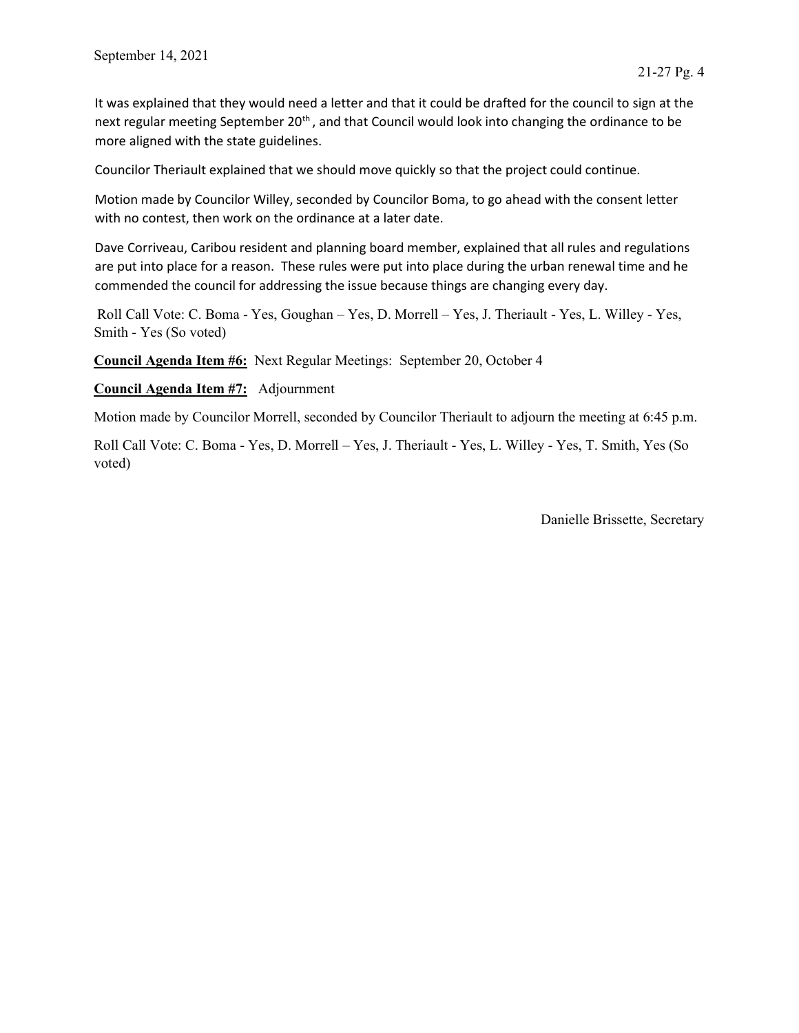It was explained that they would need a letter and that it could be drafted for the council to sign at the next regular meeting September 20th, and that Council would look into changing the ordinance to be more aligned with the state guidelines.

Councilor Theriault explained that we should move quickly so that the project could continue.

Motion made by Councilor Willey, seconded by Councilor Boma, to go ahead with the consent letter with no contest, then work on the ordinance at a later date.

Dave Corriveau, Caribou resident and planning board member, explained that all rules and regulations are put into place for a reason. These rules were put into place during the urban renewal time and he commended the council for addressing the issue because things are changing every day.

Roll Call Vote: C. Boma - Yes, Goughan – Yes, D. Morrell – Yes, J. Theriault - Yes, L. Willey - Yes, Smith - Yes (So voted)

**Council Agenda Item #6:** Next Regular Meetings: September 20, October 4

**Council Agenda Item #7:** Adjournment

Motion made by Councilor Morrell, seconded by Councilor Theriault to adjourn the meeting at 6:45 p.m.

Roll Call Vote: C. Boma - Yes, D. Morrell – Yes, J. Theriault - Yes, L. Willey - Yes, T. Smith, Yes (So voted)

Danielle Brissette, Secretary